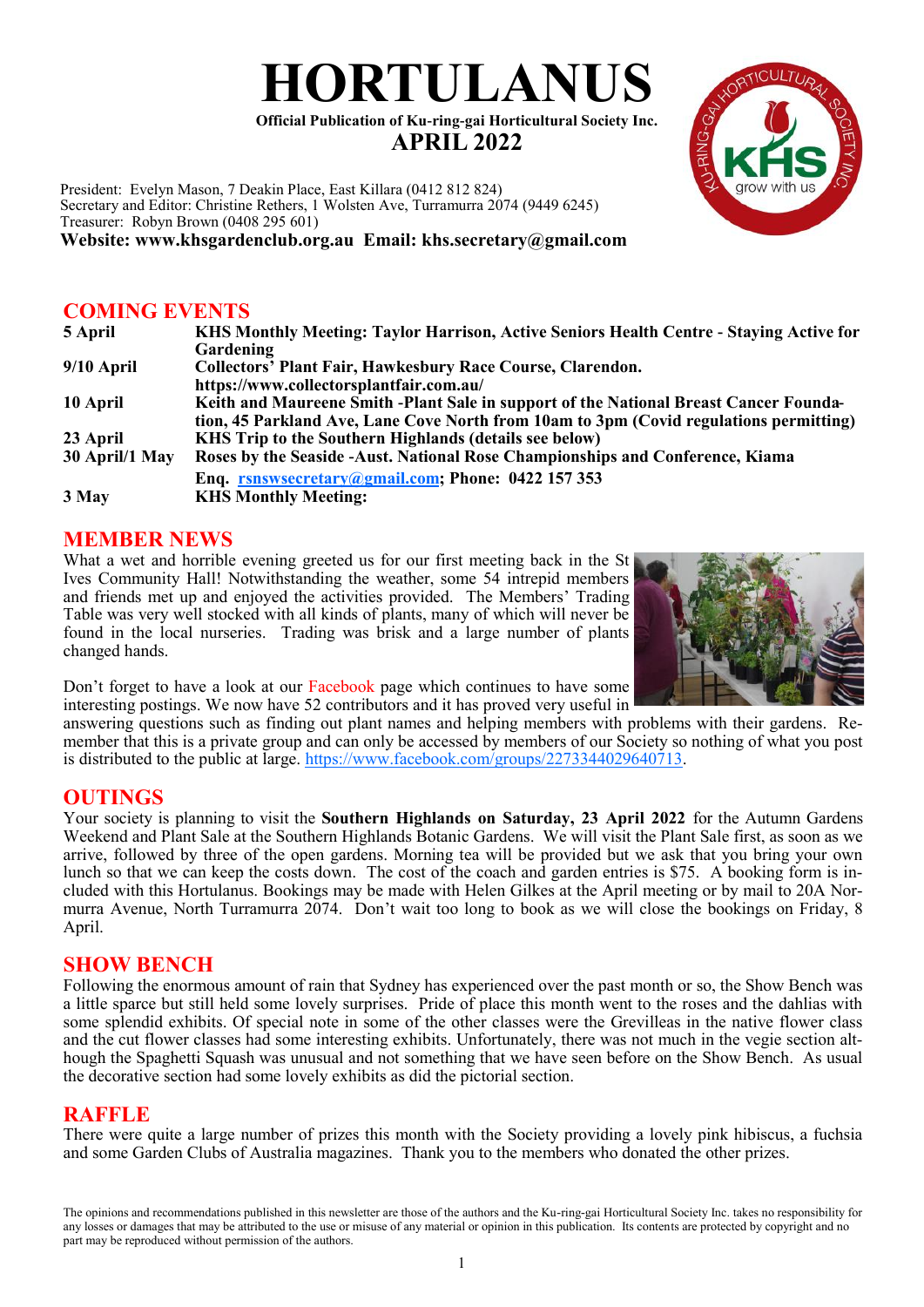# HORTULANUS

**Official Publication of Ku-ring-gai Horticultural Society Inc.**

## APRIL 2022

President: Evelyn Mason, 7 Deakin Place, East Killara (0412 812 824)
Secretary and Editor: Christine Rethers, 1 Wolsten Ave, Turramurra 2074 (9449 6245)
Treasurer: Robyn Brown (0408 295 601)
**Website: www.khsgardenclub.org.au Email: khs.secretary@gmail.com**

## COMING EVENTS

| | |
|---|---|
| **5 April** | **KHS Monthly Meeting: Taylor Harrison, Active Seniors Health Centre - Staying Active for Gardening** |
| **9/10 April** | **Collectors' Plant Fair, Hawkesbury Race Course, Clarendon. https://www.collectorsplantfair.com.au/** |
| **10 April** | **Keith and Maureene Smith -Plant Sale in support of the National Breast Cancer Foundation, 45 Parkland Ave, Lane Cove North from 10am to 3pm (Covid regulations permitting)** |
| **23 April** | **KHS Trip to the Southern Highlands (details see below)** |
| **30 April/1 May** | **Roses by the Seaside -Aust. National Rose Championships and Conference, Kiama Enq. rsnswsecretary@gmail.com; Phone: 0422 157 353** |
| **3 May** | **KHS Monthly Meeting:** |

## MEMBER NEWS

What a wet and horrible evening greeted us for our first meeting back in the St Ives Community Hall! Notwithstanding the weather, some 54 intrepid members and friends met up and enjoyed the activities provided. The Members' Trading Table was very well stocked with all kinds of plants, many of which will never be found in the local nurseries. Trading was brisk and a large number of plants changed hands.

Don't forget to have a look at our Facebook page which continues to have some interesting postings. We now have 52 contributors and it has proved very useful in answering questions such as finding out plant names and helping members with problems with their gardens. Remember that this is a private group and can only be accessed by members of our Society so nothing of what you post is distributed to the public at large. https://www.facebook.com/groups/2273344029640713.

## OUTINGS

Your society is planning to visit the **Southern Highlands on Saturday, 23 April 2022** for the Autumn Gardens Weekend and Plant Sale at the Southern Highlands Botanic Gardens. We will visit the Plant Sale first, as soon as we arrive, followed by three of the open gardens. Morning tea will be provided but we ask that you bring your own lunch so that we can keep the costs down. The cost of the coach and garden entries is $75. A booking form is included with this Hortulanus. Bookings may be made with Helen Gilkes at the April meeting or by mail to 20A Normurra Avenue, North Turramurra 2074. Don't wait too long to book as we will close the bookings on Friday, 8 April.

## SHOW BENCH

Following the enormous amount of rain that Sydney has experienced over the past month or so, the Show Bench was a little sparse but still held some lovely surprises. Pride of place this month went to the roses and the dahlias with some splendid exhibits. Of special note in some of the other classes were the Grevilleas in the native flower class and the cut flower classes had some interesting exhibits. Unfortunately, there was not much in the vegie section although the Spaghetti Squash was unusual and not something that we have seen before on the Show Bench. As usual the decorative section had some lovely exhibits as did the pictorial section.

## RAFFLE

There were quite a large number of prizes this month with the Society providing a lovely pink hibiscus, a fuchsia and some Garden Clubs of Australia magazines. Thank you to the members who donated the other prizes.

The opinions and recommendations published in this newsletter are those of the authors and the Ku-ring-gai Horticultural Society Inc. takes no responsibility for any losses or damages that may be attributed to the use or misuse of any material or opinion in this publication. Its contents are protected by copyright and no part may be reproduced without permission of the authors.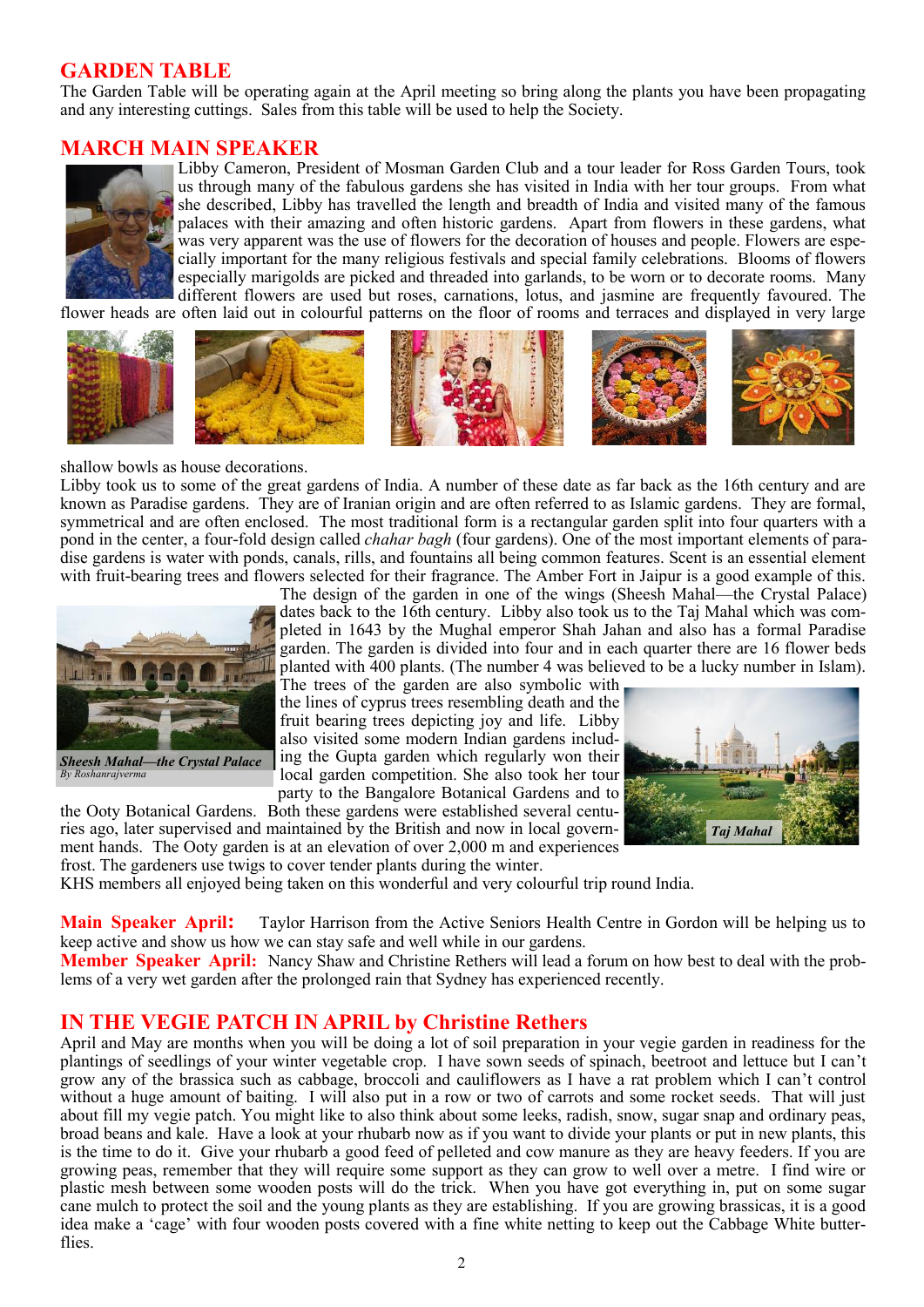## GARDEN TABLE

The Garden Table will be operating again at the April meeting so bring along the plants you have been propagating and any interesting cuttings. Sales from this table will be used to help the Society.

## MARCH MAIN SPEAKER

Libby Cameron, President of Mosman Garden Club and a tour leader for Ross Garden Tours, took us through many of the fabulous gardens she has visited in India with her tour groups. From what she described, Libby has travelled the length and breadth of India and visited many of the famous palaces with their amazing and often historic gardens. Apart from flowers in these gardens, what was very apparent was the use of flowers for the decoration of houses and people. Flowers are especially important for the many religious festivals and special family celebrations. Blooms of flowers especially marigolds are picked and threaded into garlands, to be worn or to decorate rooms. Many different flowers are used but roses, carnations, lotus, and jasmine are frequently favoured. The flower heads are often laid out in colourful patterns on the floor of rooms and terraces and displayed in very large shallow bowls as house decorations.

Libby took us to some of the great gardens of India. A number of these date as far back as the 16th century and are known as Paradise gardens. They are of Iranian origin and are often referred to as Islamic gardens. They are formal, symmetrical and are often enclosed. The most traditional form is a rectangular garden split into four quarters with a pond in the center, a four-fold design called *chahar bagh* (four gardens). One of the most important elements of paradise gardens is water with ponds, canals, rills, and fountains all being common features. Scent is an essential element with fruit-bearing trees and flowers selected for their fragrance. The Amber Fort in Jaipur is a good example of this. The design of the garden in one of the wings (Sheesh Mahal—the Crystal Palace) dates back to the 16th century. Libby also took us to the Taj Mahal which was completed in 1643 by the Mughal emperor Shah Jahan and also has a formal Paradise garden. The garden is divided into four and in each quarter there are 16 flower beds planted with 400 plants. (The number 4 was believed to be a lucky number in Islam). The trees of the garden are also symbolic with the lines of cyprus trees resembling death and the fruit bearing trees depicting joy and life. Libby also visited some modern Indian gardens including the Gupta garden which regularly won their local garden competition. She also took her tour party to the Bangalore Botanical Gardens and to the Ooty Botanical Gardens. Both these gardens were established several centuries ago, later supervised and maintained by the British and now in local government hands. The Ooty garden is at an elevation of over 2,000 m and experiences frost. The gardeners use twigs to cover tender plants during the winter.

*Sheesh Mahal—the Crystal Palace*
*By Roshanrajverma*

*Taj Mahal*

KHS members all enjoyed being taken on this wonderful and very colourful trip round India.

**Main Speaker April:** Taylor Harrison from the Active Seniors Health Centre in Gordon will be helping us to keep active and show us how we can stay safe and well while in our gardens.

**Member Speaker April:** Nancy Shaw and Christine Rethers will lead a forum on how best to deal with the problems of a very wet garden after the prolonged rain that Sydney has experienced recently.

## IN THE VEGIE PATCH IN APRIL by Christine Rethers

April and May are months when you will be doing a lot of soil preparation in your vegie garden in readiness for the plantings of seedlings of your winter vegetable crop. I have sown seeds of spinach, beetroot and lettuce but I can't grow any of the brassica such as cabbage, broccoli and cauliflowers as I have a rat problem which I can't control without a huge amount of baiting. I will also put in a row or two of carrots and some rocket seeds. That will just about fill my vegie patch. You might like to also think about some leeks, radish, snow, sugar snap and ordinary peas, broad beans and kale. Have a look at your rhubarb now as if you want to divide your plants or put in new plants, this is the time to do it. Give your rhubarb a good feed of pelleted and cow manure as they are heavy feeders. If you are growing peas, remember that they will require some support as they can grow to well over a metre. I find wire or plastic mesh between some wooden posts will do the trick. When you have got everything in, put on some sugar cane mulch to protect the soil and the young plants as they are establishing. If you are growing brassicas, it is a good idea make a 'cage' with four wooden posts covered with a fine white netting to keep out the Cabbage White butterflies.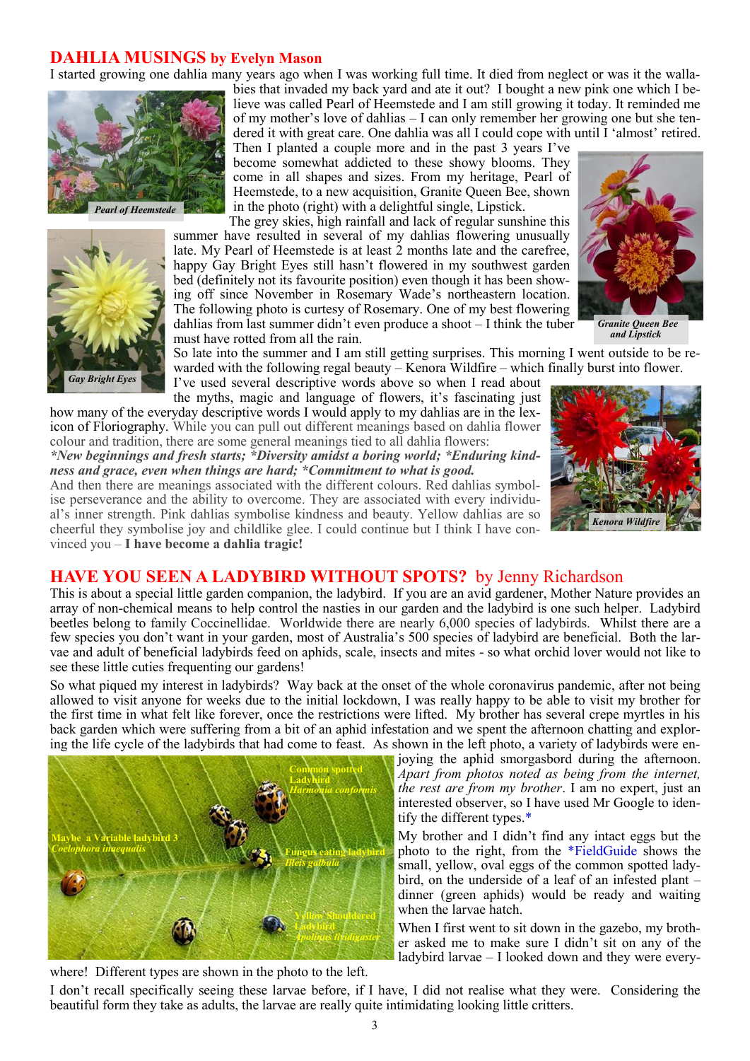## DAHLIA MUSINGS by Evelyn Mason

I started growing one dahlia many years ago when I was working full time. It died from neglect or was it the wallabies that invaded my back yard and ate it out? I bought a new pink one which I believe was called Pearl of Heemstede and I am still growing it today. It reminded me of my mother's love of dahlias – I can only remember her growing one but she tendered it with great care. One dahlia was all I could cope with until I 'almost' retired. Then I planted a couple more and in the past 3 years I've become somewhat addicted to these showy blooms. They come in all shapes and sizes. From my heritage, Pearl of Heemstede, to a new acquisition, Granite Queen Bee, shown in the photo (right) with a delightful single, Lipstick.

*Pearl of Heemstede*

The grey skies, high rainfall and lack of regular sunshine this summer have resulted in several of my dahlias flowering unusually late. My Pearl of Heemstede is at least 2 months late and the carefree, happy Gay Bright Eyes still hasn't flowered in my southwest garden bed (definitely not its favourite position) even though it has been showing off since November in Rosemary Wade's northeastern location. The following photo is curtesy of Rosemary. One of my best flowering dahlias from last summer didn't even produce a shoot – I think the tuber must have rotted from all the rain.

*Granite Queen Bee and Lipstick*

*Gay Bright Eyes*

So late into the summer and I am still getting surprises. This morning I went outside to be rewarded with the following regal beauty – Kenora Wildfire – which finally burst into flower.

I've used several descriptive words above so when I read about the myths, magic and language of flowers, it's fascinating just how many of the everyday descriptive words I would apply to my dahlias are in the lexicon of Floriography. While you can pull out different meanings based on dahlia flower colour and tradition, there are some general meanings tied to all dahlia flowers:

***New beginnings and fresh starts; *Diversity amidst a boring world; *Enduring kindness and grace, even when things are hard; *Commitment to what is good.***

And then there are meanings associated with the different colours. Red dahlias symbolise perseverance and the ability to overcome. They are associated with every individual's inner strength. Pink dahlias symbolise kindness and beauty. Yellow dahlias are so cheerful they symbolise joy and childlike glee. I could continue but I think I have convinced you – **I have become a dahlia tragic!**

*Kenora Wildfire*

## HAVE YOU SEEN A LADYBIRD WITHOUT SPOTS? by Jenny Richardson

This is about a special little garden companion, the ladybird. If you are an avid gardener, Mother Nature provides an array of non-chemical means to help control the nasties in our garden and the ladybird is one such helper. Ladybird beetles belong to family Coccinellidae. Worldwide there are nearly 6,000 species of ladybirds. Whilst there are a few species you don't want in your garden, most of Australia's 500 species of ladybird are beneficial. Both the larvae and adult of beneficial ladybirds feed on aphids, scale, insects and mites - so what orchid lover would not like to see these little cuties frequenting our gardens!

So what piqued my interest in ladybirds? Way back at the onset of the whole coronavirus pandemic, after not being allowed to visit anyone for weeks due to the initial lockdown, I was really happy to be able to visit my brother for the first time in what felt like forever, once the restrictions were lifted. My brother has several crepe myrtles in his back garden which were suffering from a bit of an aphid infestation and we spent the afternoon chatting and exploring the life cycle of the ladybirds that had come to feast. As shown in the left photo, a variety of ladybirds were enjoying the aphid smorgasbord during the afternoon. *Apart from photos noted as being from the internet, the rest are from my brother*. I am no expert, just an interested observer, so I have used Mr Google to identify the different types.*

Common spotted Ladybird *Harmonia conformis*; Maybe a Variable ladybird 3 *Coelophora inaequalis*; Fungus eating ladybird *Illeis galbula*; Yellow Shouldered Ladybird *Apolinus lividigaster*

My brother and I didn't find any intact eggs but the photo to the right, from the *FieldGuide shows the small, yellow, oval eggs of the common spotted ladybird, on the underside of a leaf of an infested plant – dinner (green aphids) would be ready and waiting when the larvae hatch.

When I first went to sit down in the gazebo, my brother asked me to make sure I didn't sit on any of the ladybird larvae – I looked down and they were everywhere! Different types are shown in the photo to the left.

I don't recall specifically seeing these larvae before, if I have, I did not realise what they were. Considering the beautiful form they take as adults, the larvae are really quite intimidating looking little critters.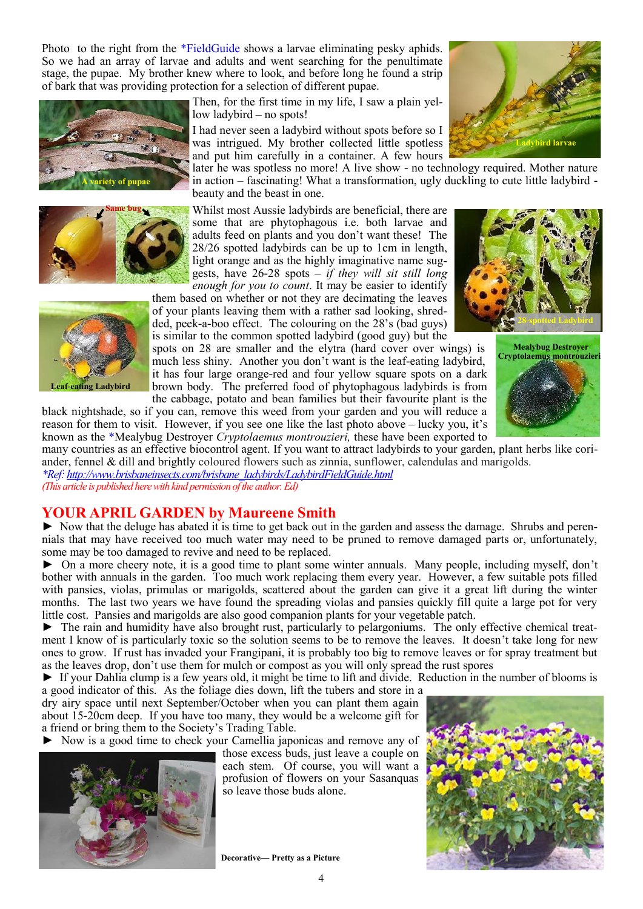Photo to the right from the *FieldGuide shows a larvae eliminating pesky aphids. So we had an array of larvae and adults and went searching for the penultimate stage, the pupae. My brother knew where to look, and before long he found a strip of bark that was providing protection for a selection of different pupae.

A variety of pupae

Ladybird larvae

Then, for the first time in my life, I saw a plain yellow ladybird – no spots!

I had never seen a ladybird without spots before so I was intrigued. My brother collected little spotless and put him carefully in a container. A few hours later he was spotless no more! A live show - no technology required. Mother nature in action – fascinating! What a transformation, ugly duckling to cute little ladybird - beauty and the beast in one.

Same bug

28-spotted Ladybird

Whilst most Aussie ladybirds are beneficial, there are some that are phytophagous i.e. both larvae and adults feed on plants and you don't want these! The 28/26 spotted ladybirds can be up to 1cm in length, light orange and as the highly imaginative name suggests, have 26-28 spots – *if they will sit still long enough for you to count*. It may be easier to identify them based on whether or not they are decimating the leaves of your plants leaving them with a rather sad looking, shredded, peek-a-boo effect. The colouring on the 28's (bad guys) is similar to the common spotted ladybird (good guy) but the spots on 28 are smaller and the elytra (hard cover over wings) is much less shiny. Another you don't want is the leaf-eating ladybird, it has four large orange-red and four yellow square spots on a dark brown body. The preferred food of phytophagous ladybirds is from the cabbage, potato and bean families but their favourite plant is the black nightshade, so if you can, remove this weed from your garden and you will reduce a reason for them to visit. However, if you see one like the last photo above – lucky you, it's known as the *Mealybug Destroyer *Cryptolaemus montrouzieri,* these have been exported to many countries as an effective biocontrol agent. If you want to attract ladybirds to your garden, plant herbs like coriander, fennel & dill and brightly coloured flowers such as zinnia, sunflower, calendulas and marigolds.

Leaf-eating Ladybird

Mealybug Destroyer
Cryptolaemus montrouzieri

*\*Ref: http://www.brisbaneinsects.com/brisbane_ladybirds/LadybirdFieldGuide.html*

*(This article is published here with kind permission of the author. Ed)*

## YOUR APRIL GARDEN by Maureene Smith

► Now that the deluge has abated it is time to get back out in the garden and assess the damage. Shrubs and perennials that may have received too much water may need to be pruned to remove damaged parts or, unfortunately, some may be too damaged to revive and need to be replaced.

► On a more cheery note, it is a good time to plant some winter annuals. Many people, including myself, don't bother with annuals in the garden. Too much work replacing them every year. However, a few suitable pots filled with pansies, violas, primulas or marigolds, scattered about the garden can give it a great lift during the winter months. The last two years we have found the spreading violas and pansies quickly fill quite a large pot for very little cost. Pansies and marigolds are also good companion plants for your vegetable patch.

► The rain and humidity have also brought rust, particularly to pelargoniums. The only effective chemical treatment I know of is particularly toxic so the solution seems to be to remove the leaves. It doesn't take long for new ones to grow. If rust has invaded your Frangipani, it is probably too big to remove leaves or for spray treatment but as the leaves drop, don't use them for mulch or compost as you will only spread the rust spores

► If your Dahlia clump is a few years old, it might be time to lift and divide. Reduction in the number of blooms is a good indicator of this. As the foliage dies down, lift the tubers and store in a dry airy space until next September/October when you can plant them again about 15-20cm deep. If you have too many, they would be a welcome gift for a friend or bring them to the Society's Trading Table.

► Now is a good time to check your Camellia japonicas and remove any of those excess buds, just leave a couple on each stem. Of course, you will want a profusion of flowers on your Sasanquas so leave those buds alone.

**Decorative— Pretty as a Picture**